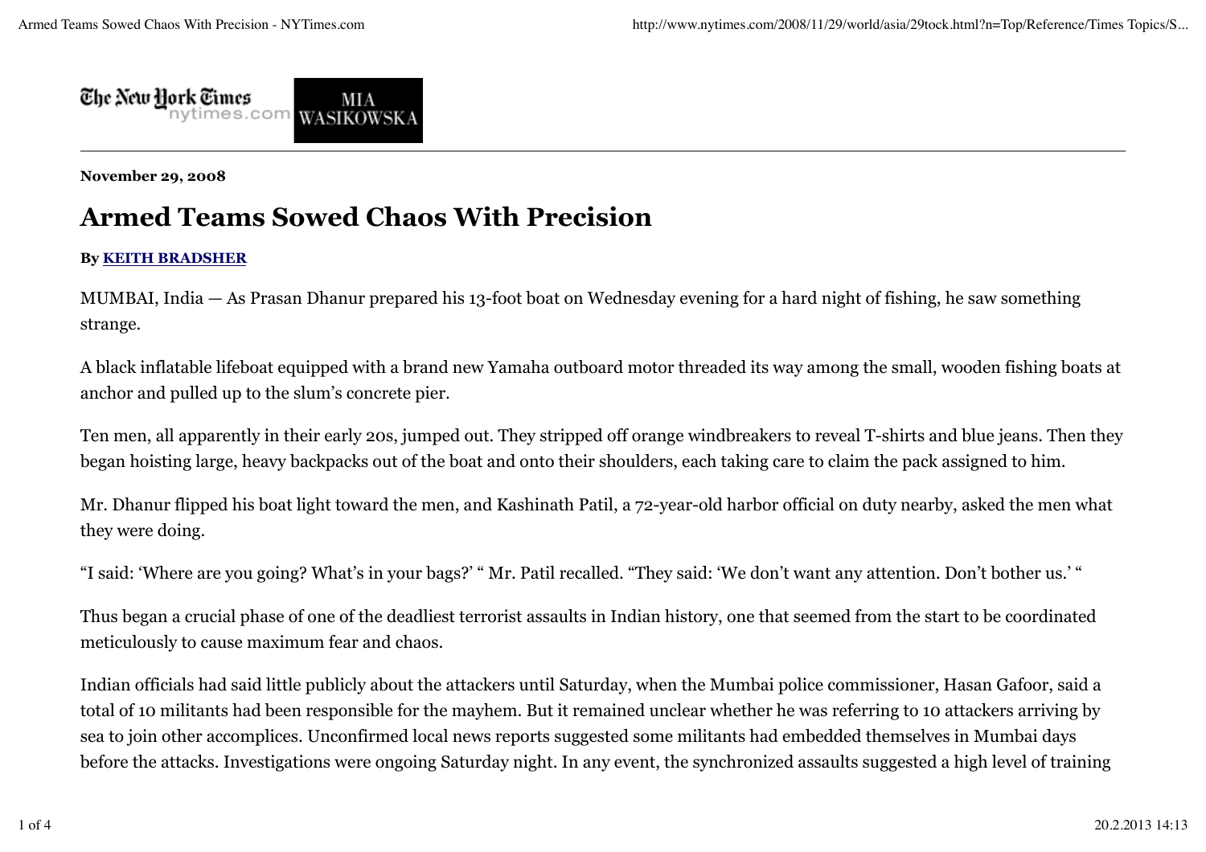**November 29, 2008**

# Armed Teams Sowed Chaos With Precision

**By KEITH BRADSHER**

MUMBAI, India — As Prasan Dhanur prepared his 13-foot boat on Wednesday evening for a hard night of fishing, he saw something strange.

A black inflatable lifeboat equipped with a brand new Yamaha outboard motor threaded its way among the small, wooden fishing boats at anchor and pulled up to the slum's concrete pier.

Ten men, all apparently in their early 20s, jumped out. They stripped off orange windbreakers to reveal T-shirts and blue jeans. Then they began hoisting large, heavy backpacks out of the boat and onto their shoulders, each taking care to claim the pack assigned to him.

Mr. Dhanur flipped his boat light toward the men, and Kashinath Patil, a 72-year-old harbor official on duty nearby, asked the men what they were doing.

"I said: 'Where are you going? What's in your bags?' " Mr. Patil recalled. "They said: 'We don't want any attention. Don't bother us.' "

Thus began a crucial phase of one of the deadliest terrorist assaults in Indian history, one that seemed from the start to be coordinated meticulously to cause maximum fear and chaos.

Indian officials had said little publicly about the attackers until Saturday, when the Mumbai police commissioner, Hasan Gafoor, said a total of 10 militants had been responsible for the mayhem. But it remained unclear whether he was referring to 10 attackers arriving by sea to join other accomplices. Unconfirmed local news reports suggested some militants had embedded themselves in Mumbai days before the attacks. Investigations were ongoing Saturday night. In any event, the synchronized assaults suggested a high level of training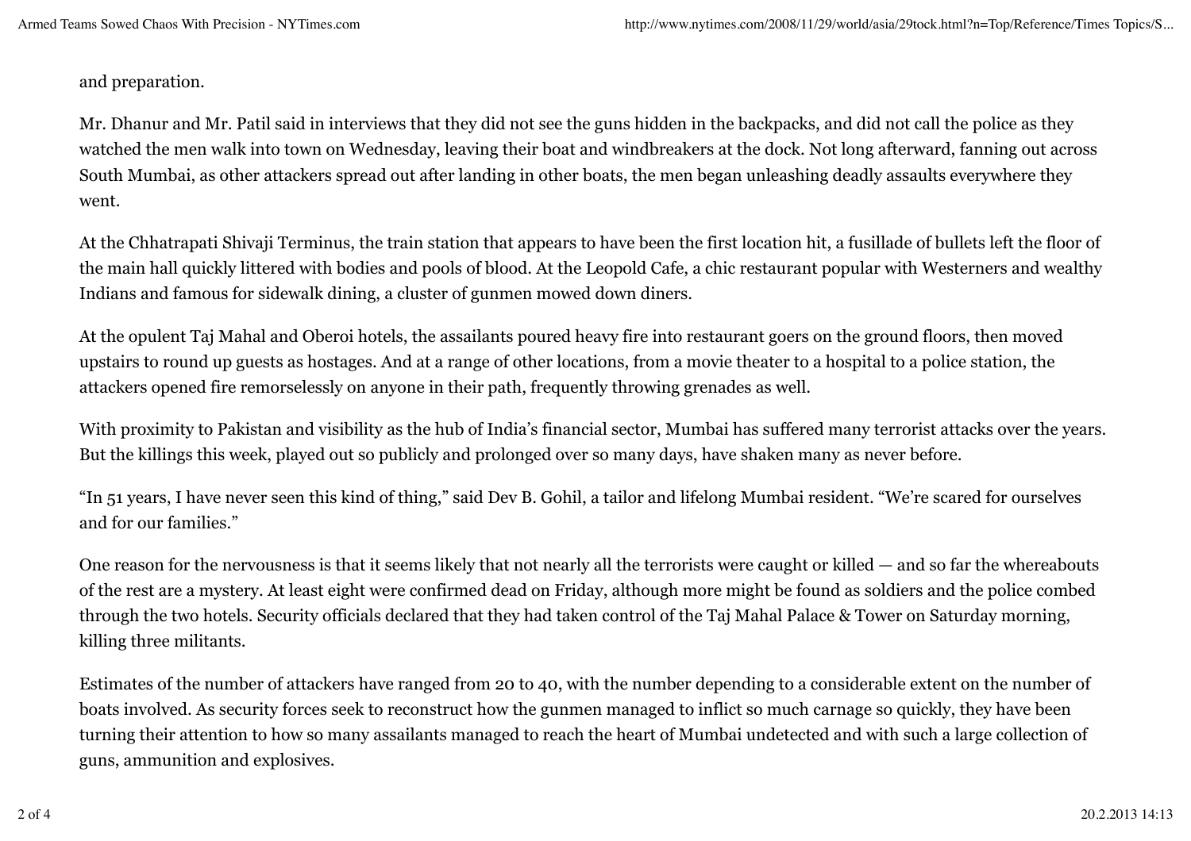and preparation.

Mr. Dhanur and Mr. Patil said in interviews that they did not see the guns hidden in the backpacks, and did not call the police as they watched the men walk into town on Wednesday, leaving their boat and windbreakers at the dock. Not long afterward, fanning out across South Mumbai, as other attackers spread out after landing in other boats, the men began unleashing deadly assaults everywhere they went.

At the Chhatrapati Shivaji Terminus, the train station that appears to have been the first location hit, a fusillade of bullets left the floor of the main hall quickly littered with bodies and pools of blood. At the Leopold Cafe, a chic restaurant popular with Westerners and wealthy Indians and famous for sidewalk dining, a cluster of gunmen mowed down diners.

At the opulent Taj Mahal and Oberoi hotels, the assailants poured heavy fire into restaurant goers on the ground floors, then moved upstairs to round up guests as hostages. And at a range of other locations, from a movie theater to a hospital to a police station, the attackers opened fire remorselessly on anyone in their path, frequently throwing grenades as well.

With proximity to Pakistan and visibility as the hub of India's financial sector, Mumbai has suffered many terrorist attacks over the years. But the killings this week, played out so publicly and prolonged over so many days, have shaken many as never before.

"In 51 years, I have never seen this kind of thing," said Dev B. Gohil, a tailor and lifelong Mumbai resident. "We're scared for ourselves and for our families."

One reason for the nervousness is that it seems likely that not nearly all the terrorists were caught or killed — and so far the whereabouts of the rest are a mystery. At least eight were confirmed dead on Friday, although more might be found as soldiers and the police combed through the two hotels. Security officials declared that they had taken control of the Taj Mahal Palace & Tower on Saturday morning, killing three militants.

Estimates of the number of attackers have ranged from 20 to 40, with the number depending to a considerable extent on the number of boats involved. As security forces seek to reconstruct how the gunmen managed to inflict so much carnage so quickly, they have been turning their attention to how so many assailants managed to reach the heart of Mumbai undetected and with such a large collection of guns, ammunition and explosives.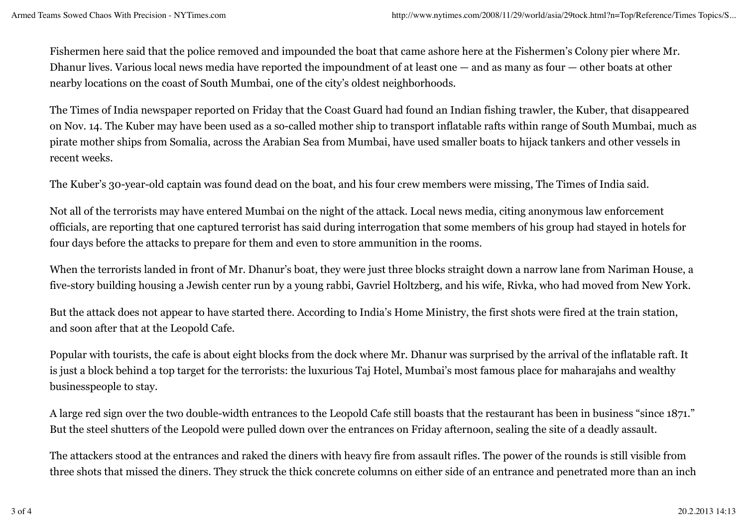Fishermen here said that the police removed and impounded the boat that came ashore here at the Fishermen's Colony pier where Mr. Dhanur lives. Various local news media have reported the impoundment of at least one — and as many as four — other boats at other nearby locations on the coast of South Mumbai, one of the city's oldest neighborhoods.

The Times of India newspaper reported on Friday that the Coast Guard had found an Indian fishing trawler, the Kuber, that disappeared on Nov. 14. The Kuber may have been used as a so-called mother ship to transport inflatable rafts within range of South Mumbai, much as pirate mother ships from Somalia, across the Arabian Sea from Mumbai, have used smaller boats to hijack tankers and other vessels in recent weeks.

The Kuber's 30-year-old captain was found dead on the boat, and his four crew members were missing, The Times of India said.

Not all of the terrorists may have entered Mumbai on the night of the attack. Local news media, citing anonymous law enforcement officials, are reporting that one captured terrorist has said during interrogation that some members of his group had stayed in hotels for four days before the attacks to prepare for them and even to store ammunition in the rooms.

When the terrorists landed in front of Mr. Dhanur's boat, they were just three blocks straight down a narrow lane from Nariman House, a five-story building housing a Jewish center run by a young rabbi, Gavriel Holtzberg, and his wife, Rivka, who had moved from New York.

But the attack does not appear to have started there. According to India's Home Ministry, the first shots were fired at the train station, and soon after that at the Leopold Cafe.

Popular with tourists, the cafe is about eight blocks from the dock where Mr. Dhanur was surprised by the arrival of the inflatable raft. It is just a block behind a top target for the terrorists: the luxurious Taj Hotel, Mumbai's most famous place for maharajahs and wealthy businesspeople to stay.

A large red sign over the two double-width entrances to the Leopold Cafe still boasts that the restaurant has been in business "since 1871." But the steel shutters of the Leopold were pulled down over the entrances on Friday afternoon, sealing the site of a deadly assault.

The attackers stood at the entrances and raked the diners with heavy fire from assault rifles. The power of the rounds is still visible from three shots that missed the diners. They struck the thick concrete columns on either side of an entrance and penetrated more than an inch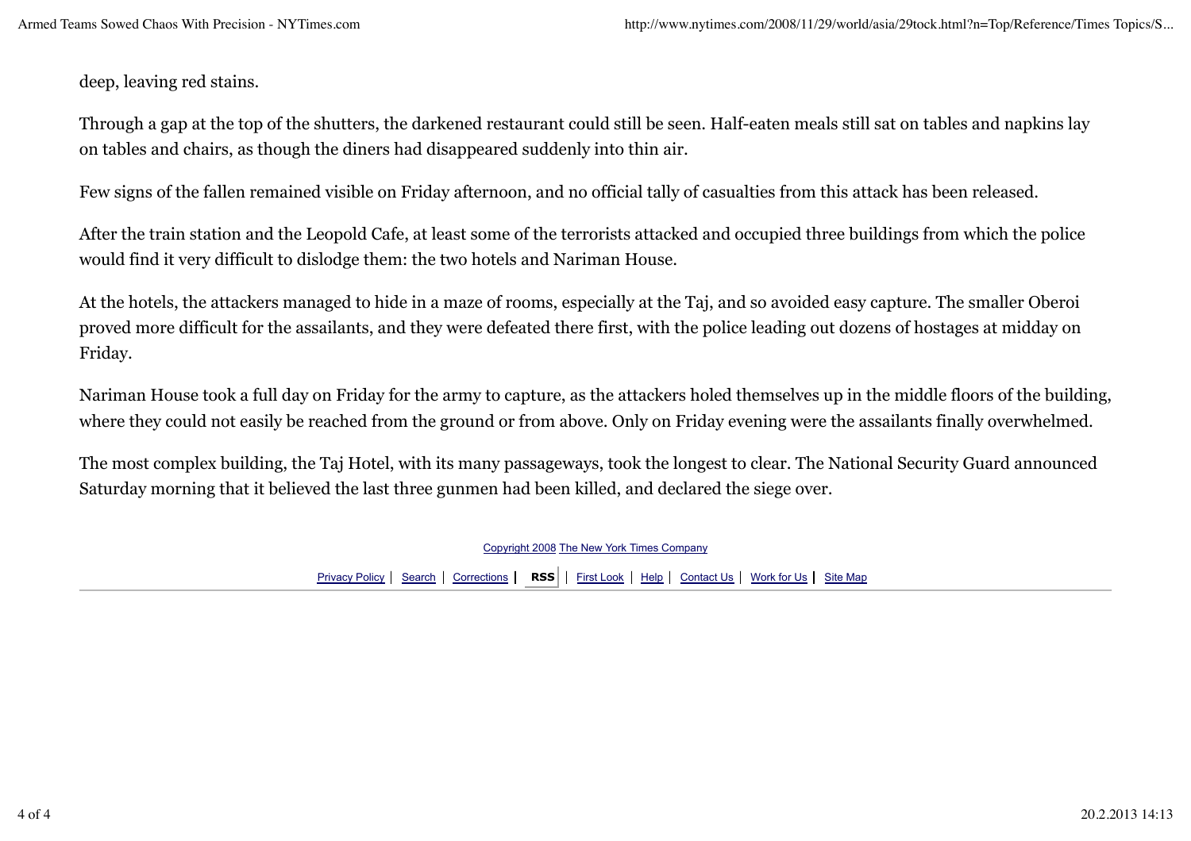deep, leaving red stains.

Through a gap at the top of the shutters, the darkened restaurant could still be seen. Half-eaten meals still sat on tables and napkins lay on tables and chairs, as though the diners had disappeared suddenly into thin air.

Few signs of the fallen remained visible on Friday afternoon, and no official tally of casualties from this attack has been released.

After the train station and the Leopold Cafe, at least some of the terrorists attacked and occupied three buildings from which the police would find it very difficult to dislodge them: the two hotels and Nariman House.

At the hotels, the attackers managed to hide in a maze of rooms, especially at the Taj, and so avoided easy capture. The smaller Oberoi proved more difficult for the assailants, and they were defeated there first, with the police leading out dozens of hostages at midday on Friday.

Nariman House took a full day on Friday for the army to capture, as the attackers holed themselves up in the middle floors of the building, where they could not easily be reached from the ground or from above. Only on Friday evening were the assailants finally overwhelmed.

The most complex building, the Taj Hotel, with its many passageways, took the longest to clear. The National Security Guard announced Saturday morning that it believed the last three gunmen had been killed, and declared the siege over.

Copyright 2008 The New York Times Company

Privacy Policy | Search | Corrections | RSS | First Look | Help | Contact Us | Work for Us | Site Map